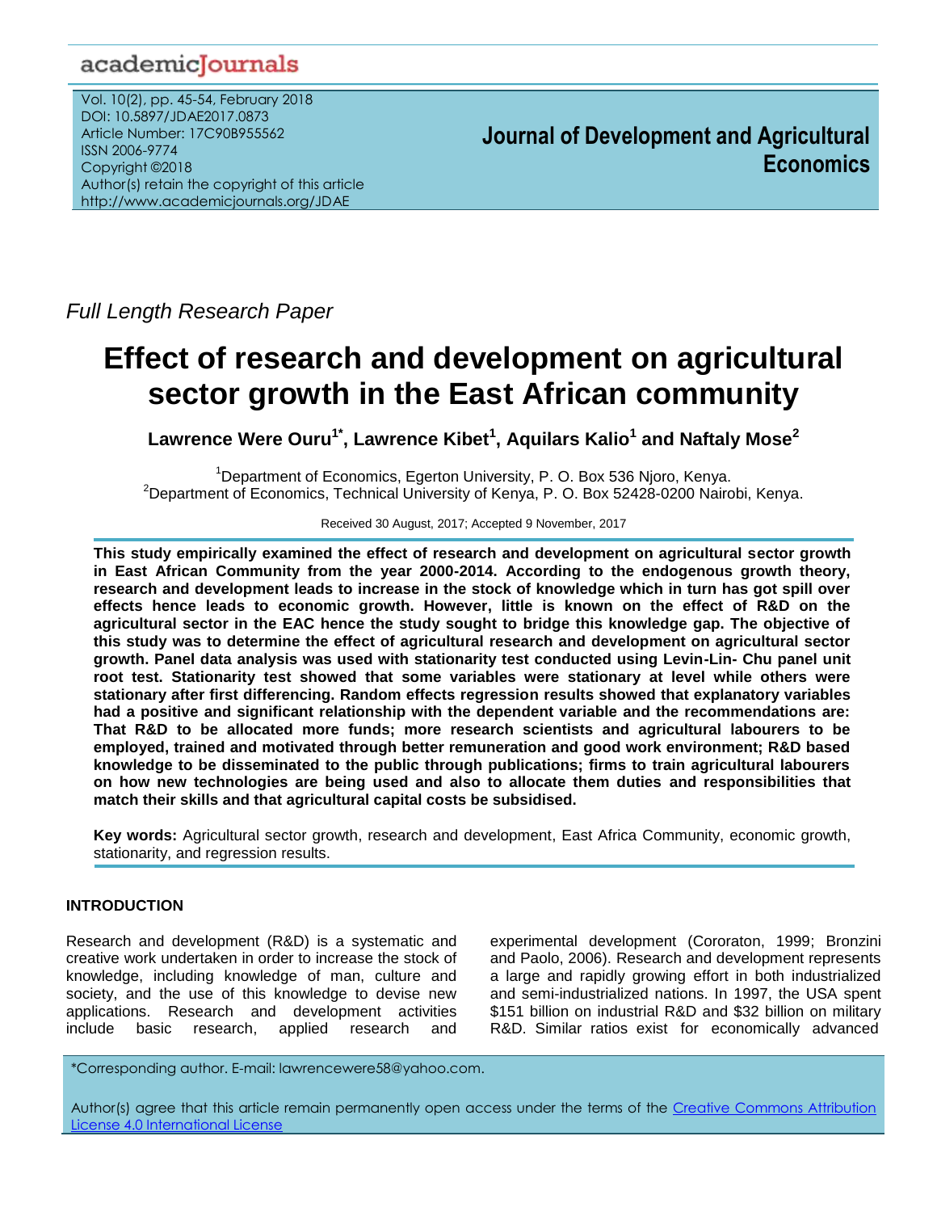Full Length Research Paper

# Effect of research and development on agricultural sector growth in the East African community

**Lawrence Were Ouru[1*], Lawrence Kibet[1], Aquilars Kalio[1] and Naftaly Mose[2]**

[1]Department of Economics, Egerton University, P. O. Box 536 Njoro, Kenya.
[2]Department of Economics, Technical University of Kenya, P. O. Box 52428-0200 Nairobi, Kenya.

Received 30 August, 2017; Accepted 9 November, 2017

**This study empirically examined the effect of research and development on agricultural sector growth in East African Community from the year 2000-2014. According to the endogenous growth theory, research and development leads to increase in the stock of knowledge which in turn has got spill over effects hence leads to economic growth. However, little is known on the effect of R&D on the agricultural sector in the EAC hence the study sought to bridge this knowledge gap. The objective of this study was to determine the effect of agricultural research and development on agricultural sector growth. Panel data analysis was used with stationarity test conducted using Levin-Lin- Chu panel unit root test. Stationarity test showed that some variables were stationary at level while others were stationary after first differencing. Random effects regression results showed that explanatory variables had a positive and significant relationship with the dependent variable and the recommendations are: That R&D to be allocated more funds; more research scientists and agricultural labourers to be employed, trained and motivated through better remuneration and good work environment; R&D based knowledge to be disseminated to the public through publications; firms to train agricultural labourers on how new technologies are being used and also to allocate them duties and responsibilities that match their skills and that agricultural capital costs be subsidised.**

**Key words:** Agricultural sector growth, research and development, East Africa Community, economic growth, stationarity, and regression results.

## INTRODUCTION

Research and development (R&D) is a systematic and creative work undertaken in order to increase the stock of knowledge, including knowledge of man, culture and society, and the use of this knowledge to devise new applications. Research and development activities include basic research, applied research and experimental development (Cororaton, 1999; Bronzini and Paolo, 2006). Research and development represents a large and rapidly growing effort in both industrialized and semi-industrialized nations. In 1997, the USA spent $151 billion on industrial R&D and $32 billion on military R&D. Similar ratios exist for economically advanced

*Corresponding author. E-mail: lawrencewere58@yahoo.com.

Author(s) agree that this article remain permanently open access under the terms of the Creative Commons Attribution License 4.0 International License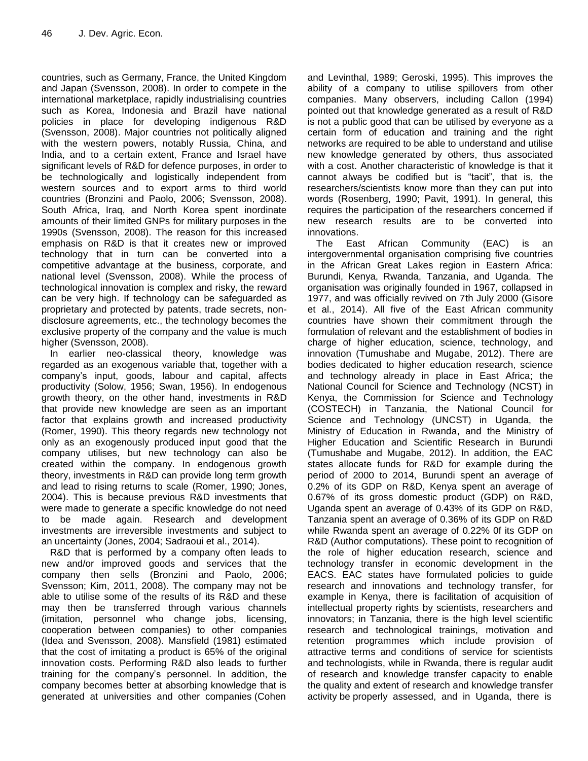countries, such as Germany, France, the United Kingdom and Japan (Svensson, 2008). In order to compete in the international marketplace, rapidly industrialising countries such as Korea, Indonesia and Brazil have national policies in place for developing indigenous R&D (Svensson, 2008). Major countries not politically aligned with the western powers, notably Russia, China, and India, and to a certain extent, France and Israel have significant levels of R&D for defence purposes, in order to be technologically and logistically independent from western sources and to export arms to third world countries (Bronzini and Paolo, 2006; Svensson, 2008). South Africa, Iraq, and North Korea spent inordinate amounts of their limited GNPs for military purposes in the 1990s (Svensson, 2008). The reason for this increased emphasis on R&D is that it creates new or improved technology that in turn can be converted into a competitive advantage at the business, corporate, and national level (Svensson, 2008). While the process of technological innovation is complex and risky, the reward can be very high. If technology can be safeguarded as proprietary and protected by patents, trade secrets, non-disclosure agreements, etc., the technology becomes the exclusive property of the company and the value is much higher (Svensson, 2008).

In earlier neo-classical theory, knowledge was regarded as an exogenous variable that, together with a company's input, goods, labour and capital, affects productivity (Solow, 1956; Swan, 1956). In endogenous growth theory, on the other hand, investments in R&D that provide new knowledge are seen as an important factor that explains growth and increased productivity (Romer, 1990). This theory regards new technology not only as an exogenously produced input good that the company utilises, but new technology can also be created within the company. In endogenous growth theory, investments in R&D can provide long term growth and lead to rising returns to scale (Romer, 1990; Jones, 2004). This is because previous R&D investments that were made to generate a specific knowledge do not need to be made again. Research and development investments are irreversible investments and subject to an uncertainty (Jones, 2004; Sadraoui et al., 2014).

R&D that is performed by a company often leads to new and/or improved goods and services that the company then sells (Bronzini and Paolo, 2006; Svensson; Kim, 2011, 2008). The company may not be able to utilise some of the results of its R&D and these may then be transferred through various channels (imitation, personnel who change jobs, licensing, cooperation between companies) to other companies (Idea and Svensson, 2008). Mansfield (1981) estimated that the cost of imitating a product is 65% of the original innovation costs. Performing R&D also leads to further training for the company's personnel. In addition, the company becomes better at absorbing knowledge that is generated at universities and other companies (Cohen and Levinthal, 1989; Geroski, 1995). This improves the ability of a company to utilise spillovers from other companies. Many observers, including Callon (1994) pointed out that knowledge generated as a result of R&D is not a public good that can be utilised by everyone as a certain form of education and training and the right networks are required to be able to understand and utilise new knowledge generated by others, thus associated with a cost. Another characteristic of knowledge is that it cannot always be codified but is "tacit", that is, the researchers/scientists know more than they can put into words (Rosenberg, 1990; Pavit, 1991). In general, this requires the participation of the researchers concerned if new research results are to be converted into innovations.

The East African Community (EAC) is an intergovernmental organisation comprising five countries in the African Great Lakes region in Eastern Africa: Burundi, Kenya, Rwanda, Tanzania, and Uganda. The organisation was originally founded in 1967, collapsed in 1977, and was officially revived on 7th July 2000 (Gisore et al., 2014). All five of the East African community countries have shown their commitment through the formulation of relevant and the establishment of bodies in charge of higher education, science, technology, and innovation (Tumushabe and Mugabe, 2012). There are bodies dedicated to higher education research, science and technology already in place in East Africa; the National Council for Science and Technology (NCST) in Kenya, the Commission for Science and Technology (COSTECH) in Tanzania, the National Council for Science and Technology (UNCST) in Uganda, the Ministry of Education in Rwanda, and the Ministry of Higher Education and Scientific Research in Burundi (Tumushabe and Mugabe, 2012). In addition, the EAC states allocate funds for R&D for example during the period of 2000 to 2014, Burundi spent an average of 0.2% of its GDP on R&D, Kenya spent an average of 0.67% of its gross domestic product (GDP) on R&D, Uganda spent an average of 0.43% of its GDP on R&D, Tanzania spent an average of 0.36% of its GDP on R&D while Rwanda spent an average of 0.22% 0f its GDP on R&D (Author computations). These point to recognition of the role of higher education research, science and technology transfer in economic development in the EACS. EAC states have formulated policies to guide research and innovations and technology transfer, for example in Kenya, there is facilitation of acquisition of intellectual property rights by scientists, researchers and innovators; in Tanzania, there is the high level scientific research and technological trainings, motivation and retention programmes which include provision of attractive terms and conditions of service for scientists and technologists, while in Rwanda, there is regular audit of research and knowledge transfer capacity to enable the quality and extent of research and knowledge transfer activity be properly assessed, and in Uganda, there is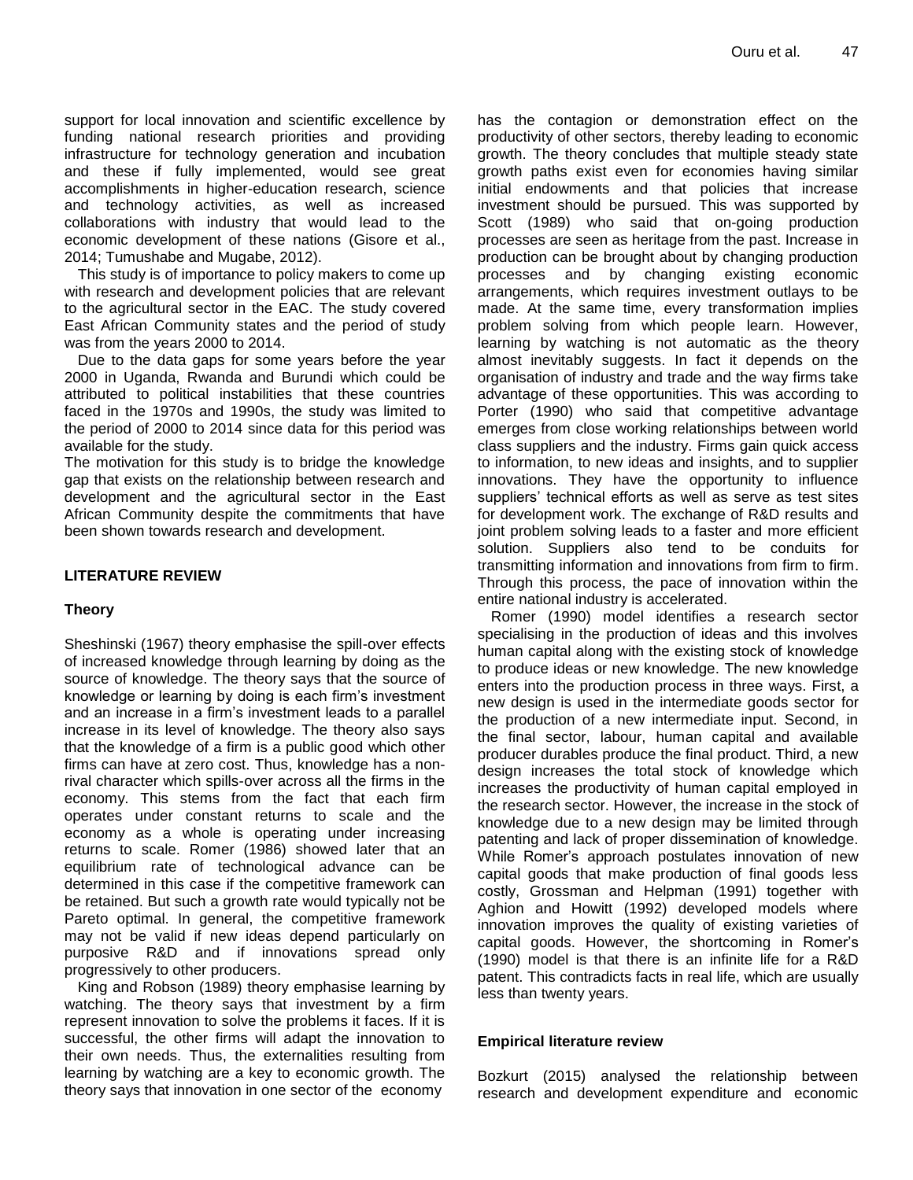support for local innovation and scientific excellence by funding national research priorities and providing infrastructure for technology generation and incubation and these if fully implemented, would see great accomplishments in higher-education research, science and technology activities, as well as increased collaborations with industry that would lead to the economic development of these nations (Gisore et al., 2014; Tumushabe and Mugabe, 2012).

This study is of importance to policy makers to come up with research and development policies that are relevant to the agricultural sector in the EAC. The study covered East African Community states and the period of study was from the years 2000 to 2014.

Due to the data gaps for some years before the year 2000 in Uganda, Rwanda and Burundi which could be attributed to political instabilities that these countries faced in the 1970s and 1990s, the study was limited to the period of 2000 to 2014 since data for this period was available for the study.

The motivation for this study is to bridge the knowledge gap that exists on the relationship between research and development and the agricultural sector in the East African Community despite the commitments that have been shown towards research and development.

## LITERATURE REVIEW

### Theory

Sheshinski (1967) theory emphasise the spill-over effects of increased knowledge through learning by doing as the source of knowledge. The theory says that the source of knowledge or learning by doing is each firm's investment and an increase in a firm's investment leads to a parallel increase in its level of knowledge. The theory also says that the knowledge of a firm is a public good which other firms can have at zero cost. Thus, knowledge has a non-rival character which spills-over across all the firms in the economy. This stems from the fact that each firm operates under constant returns to scale and the economy as a whole is operating under increasing returns to scale. Romer (1986) showed later that an equilibrium rate of technological advance can be determined in this case if the competitive framework can be retained. But such a growth rate would typically not be Pareto optimal. In general, the competitive framework may not be valid if new ideas depend particularly on purposive R&D and if innovations spread only progressively to other producers.

King and Robson (1989) theory emphasise learning by watching. The theory says that investment by a firm represent innovation to solve the problems it faces. If it is successful, the other firms will adapt the innovation to their own needs. Thus, the externalities resulting from learning by watching are a key to economic growth. The theory says that innovation in one sector of the economy has the contagion or demonstration effect on the productivity of other sectors, thereby leading to economic growth. The theory concludes that multiple steady state growth paths exist even for economies having similar initial endowments and that policies that increase investment should be pursued. This was supported by Scott (1989) who said that on-going production processes are seen as heritage from the past. Increase in production can be brought about by changing production processes and by changing existing economic arrangements, which requires investment outlays to be made. At the same time, every transformation implies problem solving from which people learn. However, learning by watching is not automatic as the theory almost inevitably suggests. In fact it depends on the organisation of industry and trade and the way firms take advantage of these opportunities. This was according to Porter (1990) who said that competitive advantage emerges from close working relationships between world class suppliers and the industry. Firms gain quick access to information, to new ideas and insights, and to supplier innovations. They have the opportunity to influence suppliers' technical efforts as well as serve as test sites for development work. The exchange of R&D results and joint problem solving leads to a faster and more efficient solution. Suppliers also tend to be conduits for transmitting information and innovations from firm to firm. Through this process, the pace of innovation within the entire national industry is accelerated.

Romer (1990) model identifies a research sector specialising in the production of ideas and this involves human capital along with the existing stock of knowledge to produce ideas or new knowledge. The new knowledge enters into the production process in three ways. First, a new design is used in the intermediate goods sector for the production of a new intermediate input. Second, in the final sector, labour, human capital and available producer durables produce the final product. Third, a new design increases the total stock of knowledge which increases the productivity of human capital employed in the research sector. However, the increase in the stock of knowledge due to a new design may be limited through patenting and lack of proper dissemination of knowledge. While Romer's approach postulates innovation of new capital goods that make production of final goods less costly, Grossman and Helpman (1991) together with Aghion and Howitt (1992) developed models where innovation improves the quality of existing varieties of capital goods. However, the shortcoming in Romer's (1990) model is that there is an infinite life for a R&D patent. This contradicts facts in real life, which are usually less than twenty years.

### Empirical literature review

Bozkurt (2015) analysed the relationship between research and development expenditure and economic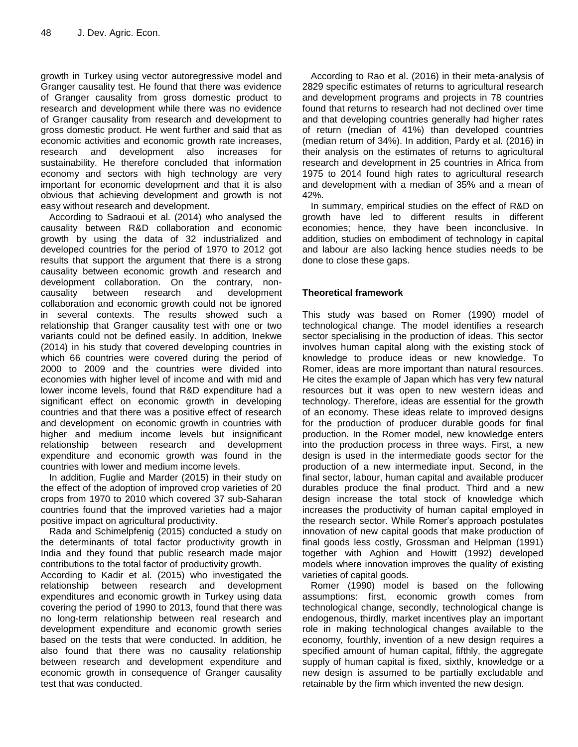growth in Turkey using vector autoregressive model and Granger causality test. He found that there was evidence of Granger causality from gross domestic product to research and development while there was no evidence of Granger causality from research and development to gross domestic product. He went further and said that as economic activities and economic growth rate increases, research and development also increases for sustainability. He therefore concluded that information economy and sectors with high technology are very important for economic development and that it is also obvious that achieving development and growth is not easy without research and development.

According to Sadraoui et al. (2014) who analysed the causality between R&D collaboration and economic growth by using the data of 32 industrialized and developed countries for the period of 1970 to 2012 got results that support the argument that there is a strong causality between economic growth and research and development collaboration. On the contrary, non-causality between research and development collaboration and economic growth could not be ignored in several contexts. The results showed such a relationship that Granger causality test with one or two variants could not be defined easily. In addition, Inekwe (2014) in his study that covered developing countries in which 66 countries were covered during the period of 2000 to 2009 and the countries were divided into economies with higher level of income and with mid and lower income levels, found that R&D expenditure had a significant effect on economic growth in developing countries and that there was a positive effect of research and development on economic growth in countries with higher and medium income levels but insignificant relationship between research and development expenditure and economic growth was found in the countries with lower and medium income levels.

In addition, Fuglie and Marder (2015) in their study on the effect of the adoption of improved crop varieties of 20 crops from 1970 to 2010 which covered 37 sub-Saharan countries found that the improved varieties had a major positive impact on agricultural productivity.

Rada and Schimelpfenig (2015) conducted a study on the determinants of total factor productivity growth in India and they found that public research made major contributions to the total factor of productivity growth.

According to Kadir et al. (2015) who investigated the relationship between research and development expenditures and economic growth in Turkey using data covering the period of 1990 to 2013, found that there was no long-term relationship between real research and development expenditure and economic growth series based on the tests that were conducted. In addition, he also found that there was no causality relationship between research and development expenditure and economic growth in consequence of Granger causality test that was conducted.

According to Rao et al. (2016) in their meta-analysis of 2829 specific estimates of returns to agricultural research and development programs and projects in 78 countries found that returns to research had not declined over time and that developing countries generally had higher rates of return (median of 41%) than developed countries (median return of 34%). In addition, Pardy et al. (2016) in their analysis on the estimates of returns to agricultural research and development in 25 countries in Africa from 1975 to 2014 found high rates to agricultural research and development with a median of 35% and a mean of 42%.

In summary, empirical studies on the effect of R&D on growth have led to different results in different economies; hence, they have been inconclusive. In addition, studies on embodiment of technology in capital and labour are also lacking hence studies needs to be done to close these gaps.

## Theoretical framework

This study was based on Romer (1990) model of technological change. The model identifies a research sector specialising in the production of ideas. This sector involves human capital along with the existing stock of knowledge to produce ideas or new knowledge. To Romer, ideas are more important than natural resources. He cites the example of Japan which has very few natural resources but it was open to new western ideas and technology. Therefore, ideas are essential for the growth of an economy. These ideas relate to improved designs for the production of producer durable goods for final production. In the Romer model, new knowledge enters into the production process in three ways. First, a new design is used in the intermediate goods sector for the production of a new intermediate input. Second, in the final sector, labour, human capital and available producer durables produce the final product. Third and a new design increase the total stock of knowledge which increases the productivity of human capital employed in the research sector. While Romer's approach postulates innovation of new capital goods that make production of final goods less costly, Grossman and Helpman (1991) together with Aghion and Howitt (1992) developed models where innovation improves the quality of existing varieties of capital goods.

Romer (1990) model is based on the following assumptions: first, economic growth comes from technological change, secondly, technological change is endogenous, thirdly, market incentives play an important role in making technological changes available to the economy, fourthly, invention of a new design requires a specified amount of human capital, fifthly, the aggregate supply of human capital is fixed, sixthly, knowledge or a new design is assumed to be partially excludable and retainable by the firm which invented the new design.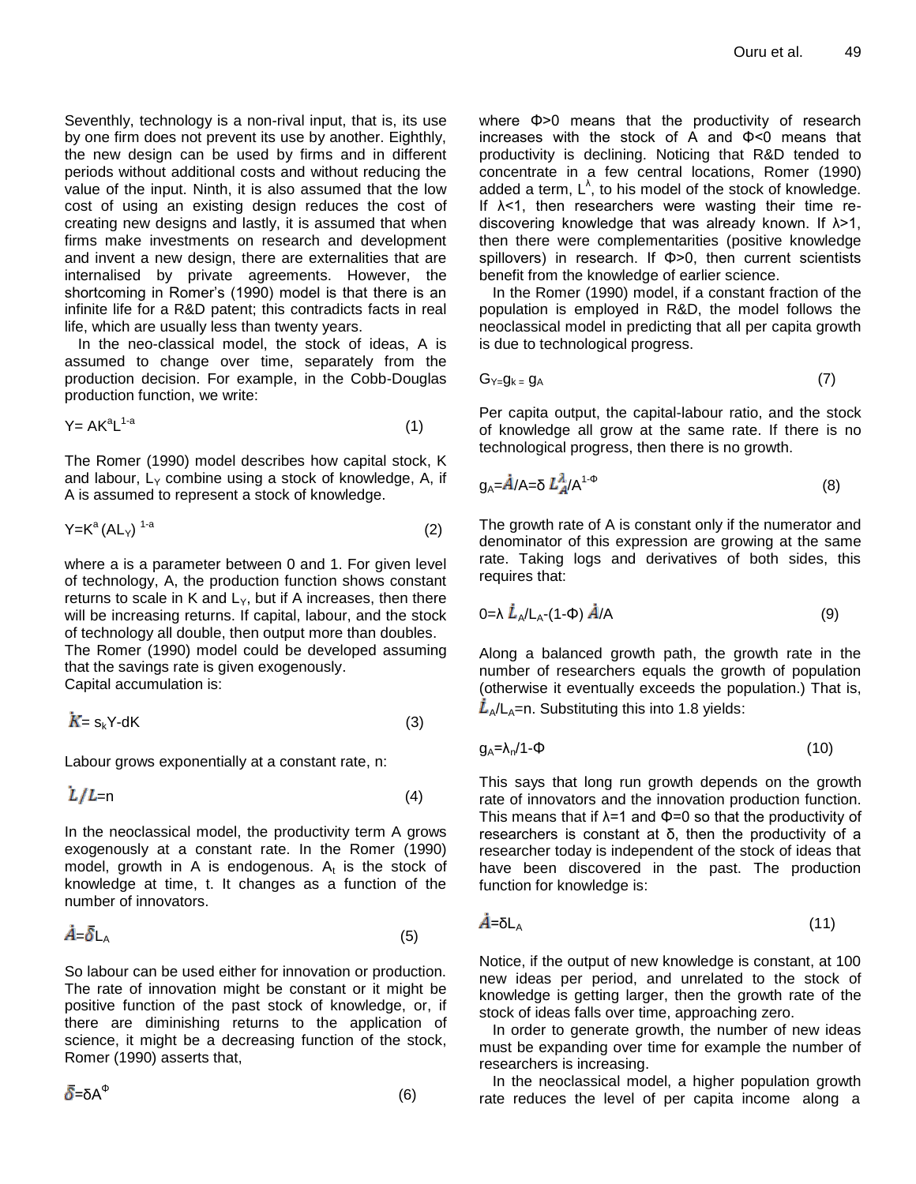Seventhly, technology is a non-rival input, that is, its use by one firm does not prevent its use by another. Eighthly, the new design can be used by firms and in different periods without additional costs and without reducing the value of the input. Ninth, it is also assumed that the low cost of using an existing design reduces the cost of creating new designs and lastly, it is assumed that when firms make investments on research and development and invent a new design, there are externalities that are internalised by private agreements. However, the shortcoming in Romer's (1990) model is that there is an infinite life for a R&D patent; this contradicts facts in real life, which are usually less than twenty years.

In the neo-classical model, the stock of ideas, A is assumed to change over time, separately from the production decision. For example, in the Cobb-Douglas production function, we write:

$$Y = AK^{a}L^{1-a} \tag{1}$$

The Romer (1990) model describes how capital stock, K and labour, $L_Y$ combine using a stock of knowledge, A, if A is assumed to represent a stock of knowledge.

$$Y = K^{a}(AL_{Y})^{1-a} \tag{2}$$

where a is a parameter between 0 and 1. For given level of technology, A, the production function shows constant returns to scale in K and $L_Y$, but if A increases, then there will be increasing returns. If capital, labour, and the stock of technology all double, then output more than doubles.
The Romer (1990) model could be developed assuming that the savings rate is given exogenously.
Capital accumulation is:

$$\dot{K} = s_{k}Y - dK \tag{3}$$

Labour grows exponentially at a constant rate, n:

$$\dot{L}/L = n \tag{4}$$

In the neoclassical model, the productivity term A grows exogenously at a constant rate. In the Romer (1990) model, growth in A is endogenous. $A_t$ is the stock of knowledge at time, t. It changes as a function of the number of innovators.

$$\dot{A} = \bar{\delta}L_{A} \tag{5}$$

So labour can be used either for innovation or production. The rate of innovation might be constant or it might be positive function of the past stock of knowledge, or, if there are diminishing returns to the application of science, it might be a decreasing function of the stock, Romer (1990) asserts that,

$$\bar{\delta} = \delta A^{\Phi} \tag{6}$$

where Φ>0 means that the productivity of research increases with the stock of A and Φ<0 means that productivity is declining. Noticing that R&D tended to concentrate in a few central locations, Romer (1990) added a term, $L^{\lambda}$, to his model of the stock of knowledge. If λ<1, then researchers were wasting their time re-discovering knowledge that was already known. If λ>1, then there were complementarities (positive knowledge spillovers) in research. If Φ>0, then current scientists benefit from the knowledge of earlier science.

In the Romer (1990) model, if a constant fraction of the population is employed in R&D, the model follows the neoclassical model in predicting that all per capita growth is due to technological progress.

$$G_{Y} = g_{k} = g_{A} \tag{7}$$

Per capita output, the capital-labour ratio, and the stock of knowledge all grow at the same rate. If there is no technological progress, then there is no growth.

$$g_{A} = \dot{A}/A = \delta L_{A}^{\lambda}/A^{1-\Phi} \tag{8}$$

The growth rate of A is constant only if the numerator and denominator of this expression are growing at the same rate. Taking logs and derivatives of both sides, this requires that:

$$0 = \lambda \dot{L}_{A}/L_{A} - (1-\Phi)\dot{A}/A \tag{9}$$

Along a balanced growth path, the growth rate in the number of researchers equals the growth of population (otherwise it eventually exceeds the population.) That is, $\dot{L}_{A}/L_{A} = n$. Substituting this into 1.8 yields:

$$g_{A} = \lambda_{n}/1-\Phi \tag{10}$$

This says that long run growth depends on the growth rate of innovators and the innovation production function. This means that if λ=1 and Φ=0 so that the productivity of researchers is constant at δ, then the productivity of a researcher today is independent of the stock of ideas that have been discovered in the past. The production function for knowledge is:

$$\dot{A} = \delta L_{A} \tag{11}$$

Notice, if the output of new knowledge is constant, at 100 new ideas per period, and unrelated to the stock of knowledge is getting larger, then the growth rate of the stock of ideas falls over time, approaching zero.

In order to generate growth, the number of new ideas must be expanding over time for example the number of researchers is increasing.

In the neoclassical model, a higher population growth rate reduces the level of per capita income along a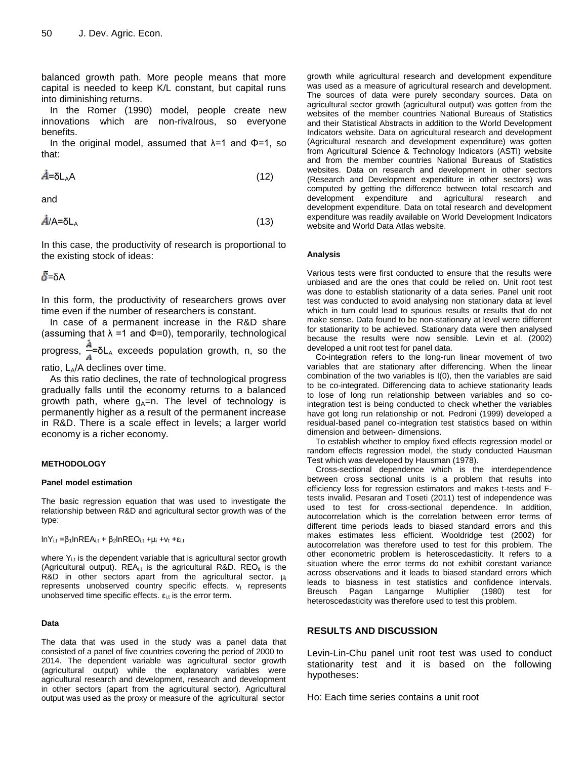balanced growth path. More people means that more capital is needed to keep K/L constant, but capital runs into diminishing returns.

In the Romer (1990) model, people create new innovations which are non-rivalrous, so everyone benefits.

In the original model, assumed that λ=1 and Φ=1, so that:

$$\dot{A}=\delta L_A A \quad (12)$$

and

$$\dot{A}/A=\delta L_A \quad (13)$$

In this case, the productivity of research is proportional to the existing stock of ideas:

$$\bar{\delta}=\delta A$$

In this form, the productivity of researchers grows over time even if the number of researchers is constant.

In case of a permanent increase in the R&D share (assuming that λ =1 and Φ=0), temporarily, technological progress, $\frac{\dot{A}}{A}=\delta L_A$ exceeds population growth, n, so the ratio, $L_A/A$ declines over time.

As this ratio declines, the rate of technological progress gradually falls until the economy returns to a balanced growth path, where $g_A=n$. The level of technology is permanently higher as a result of the permanent increase in R&D. There is a scale effect in levels; a larger world economy is a richer economy.

## METHODOLOGY

### Panel model estimation

The basic regression equation that was used to investigate the relationship between R&D and agricultural sector growth was of the type:

$$\ln Y_{i,t} = \beta_1 \ln REA_{i,t} + \beta_2 \ln REO_{i,t} + \mu_i + v_t + \varepsilon_{i,t}$$

where $Y_{i,t}$ is the dependent variable that is agricultural sector growth (Agricultural output). $REA_{i,t}$ is the agricultural R&D. $REO_{it}$ is the R&D in other sectors apart from the agricultural sector. $\mu_i$ represents unobserved country specific effects. $v_t$ represents unobserved time specific effects. $\varepsilon_{i,t}$ is the error term.

### Data

The data that was used in the study was a panel data that consisted of a panel of five countries covering the period of 2000 to 2014. The dependent variable was agricultural sector growth (agricultural output) while the explanatory variables were agricultural research and development, research and development in other sectors (apart from the agricultural sector). Agricultural output was used as the proxy or measure of the agricultural sector growth while agricultural research and development expenditure was used as a measure of agricultural research and development. The sources of data were purely secondary sources. Data on agricultural sector growth (agricultural output) was gotten from the websites of the member countries National Bureaus of Statistics and their Statistical Abstracts in addition to the World Development Indicators website. Data on agricultural research and development (Agricultural research and development expenditure) was gotten from Agricultural Science & Technology Indicators (ASTI) website and from the member countries National Bureaus of Statistics websites. Data on research and development in other sectors (Research and Development expenditure in other sectors) was computed by getting the difference between total research and development expenditure and agricultural research and development expenditure. Data on total research and development expenditure was readily available on World Development Indicators website and World Data Atlas website.

### Analysis

Various tests were first conducted to ensure that the results were unbiased and are the ones that could be relied on. Unit root test was done to establish stationarity of a data series. Panel unit root test was conducted to avoid analysing non stationary data at level which in turn could lead to spurious results or results that do not make sense. Data found to be non-stationary at level were different for stationarity to be achieved. Stationary data were then analysed because the results were now sensible. Levin et al. (2002) developed a unit root test for panel data.

Co-integration refers to the long-run linear movement of two variables that are stationary after differencing. When the linear combination of the two variables is I(0), then the variables are said to be co-integrated. Differencing data to achieve stationarity leads to lose of long run relationship between variables and so co-integration test is being conducted to check whether the variables have got long run relationship or not. Pedroni (1999) developed a residual-based panel co-integration test statistics based on within dimension and between- dimensions.

To establish whether to employ fixed effects regression model or random effects regression model, the study conducted Hausman Test which was developed by Hausman (1978).

Cross-sectional dependence which is the interdependence between cross sectional units is a problem that results into efficiency loss for regression estimators and makes t-tests and F-tests invalid. Pesaran and Toseti (2011) test of independence was used to test for cross-sectional dependence. In addition, autocorrelation which is the correlation between error terms of different time periods leads to biased standard errors and this makes estimates less efficient. Wooldridge test (2002) for autocorrelation was therefore used to test for this problem. The other econometric problem is heteroscedasticity. It refers to a situation where the error terms do not exhibit constant variance across observations and it leads to biased standard errors which leads to biasness in test statistics and confidence intervals. Breusch Pagan Langarnge Multiplier (1980) test for heteroscedasticity was therefore used to test this problem.

## RESULTS AND DISCUSSION

Levin-Lin-Chu panel unit root test was used to conduct stationarity test and it is based on the following hypotheses:

Ho: Each time series contains a unit root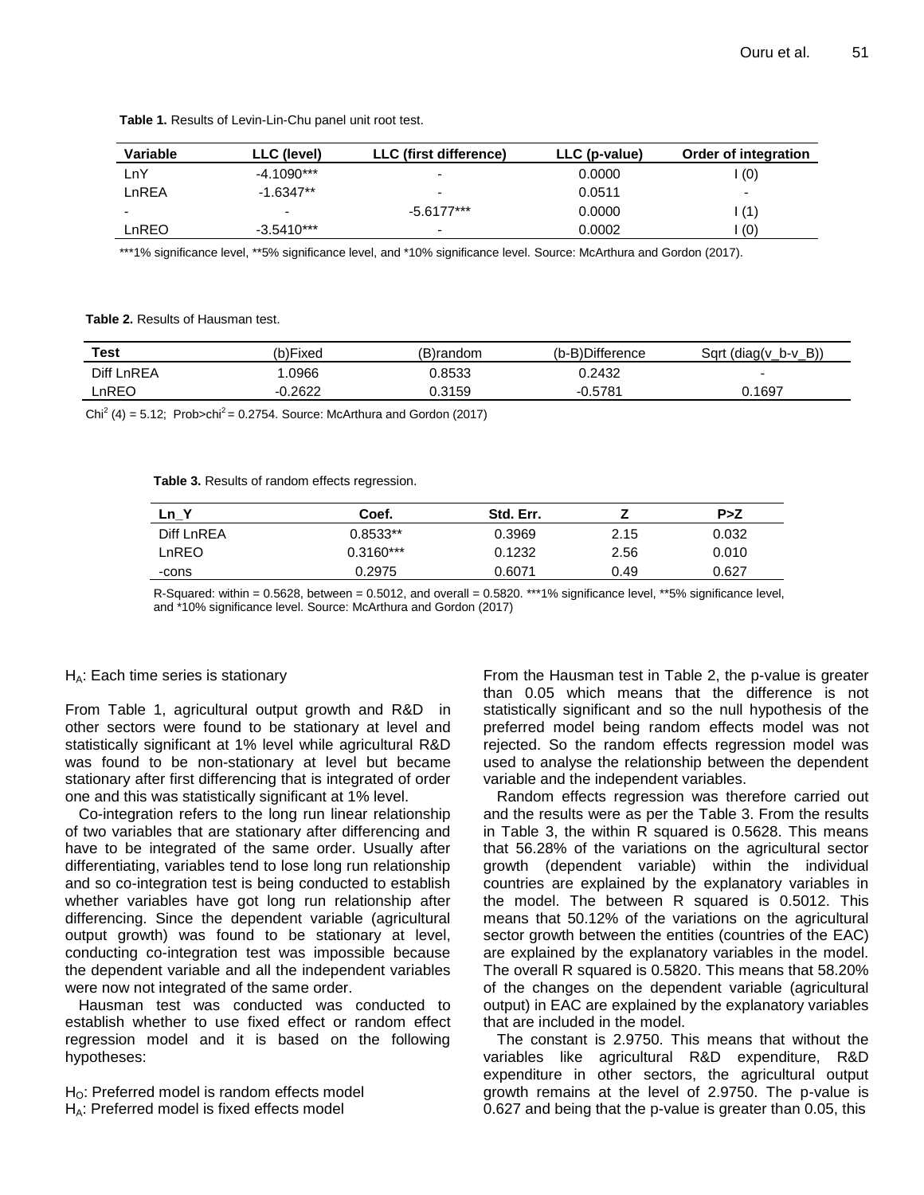**Table 1.** Results of Levin-Lin-Chu panel unit root test.

| Variable | LLC (level) | LLC (first difference) | LLC (p-value) | Order of integration |
|---|---|---|---|---|
| LnY | -4.1090*** | - | 0.0000 | I (0) |
| LnREA | -1.6347** | - | 0.0511 | - |
| - | - | -5.6177*** | 0.0000 | I (1) |
| LnREO | -3.5410*** | - | 0.0002 | I (0) |

***1% significance level, **5% significance level, and *10% significance level. Source: McArthura and Gordon (2017).

**Table 2.** Results of Hausman test.

| Test | (b)Fixed | (B)random | (b-B)Difference | Sqrt (diag(v_b-v_B)) |
|---|---|---|---|---|
| Diff LnREA | 1.0966 | 0.8533 | 0.2432 | - |
| LnREO | -0.2622 | 0.3159 | -0.5781 | 0.1697 |

$Chi^2$ (4) = 5.12; Prob>$chi^2$ = 0.2754. Source: McArthura and Gordon (2017)

**Table 3.** Results of random effects regression.

| Ln_Y | Coef. | Std. Err. | Z | P>Z |
|---|---|---|---|---|
| Diff LnREA | 0.8533** | 0.3969 | 2.15 | 0.032 |
| LnREO | 0.3160*** | 0.1232 | 2.56 | 0.010 |
| -cons | 0.2975 | 0.6071 | 0.49 | 0.627 |

R-Squared: within = 0.5628, between = 0.5012, and overall = 0.5820. ***1% significance level, **5% significance level, and *10% significance level. Source: McArthura and Gordon (2017)

$H_A$: Each time series is stationary

From Table 1, agricultural output growth and R&D in other sectors were found to be stationary at level and statistically significant at 1% level while agricultural R&D was found to be non-stationary at level but became stationary after first differencing that is integrated of order one and this was statistically significant at 1% level.

Co-integration refers to the long run linear relationship of two variables that are stationary after differencing and have to be integrated of the same order. Usually after differentiating, variables tend to lose long run relationship and so co-integration test is being conducted to establish whether variables have got long run relationship after differencing. Since the dependent variable (agricultural output growth) was found to be stationary at level, conducting co-integration test was impossible because the dependent variable and all the independent variables were now not integrated of the same order.

Hausman test was conducted was conducted to establish whether to use fixed effect or random effect regression model and it is based on the following hypotheses:

$H_O$: Preferred model is random effects model
$H_A$: Preferred model is fixed effects model

From the Hausman test in Table 2, the p-value is greater than 0.05 which means that the difference is not statistically significant and so the null hypothesis of the preferred model being random effects model was not rejected. So the random effects regression model was used to analyse the relationship between the dependent variable and the independent variables.

Random effects regression was therefore carried out and the results were as per the Table 3. From the results in Table 3, the within R squared is 0.5628. This means that 56.28% of the variations on the agricultural sector growth (dependent variable) within the individual countries are explained by the explanatory variables in the model. The between R squared is 0.5012. This means that 50.12% of the variations on the agricultural sector growth between the entities (countries of the EAC) are explained by the explanatory variables in the model. The overall R squared is 0.5820. This means that 58.20% of the changes on the dependent variable (agricultural output) in EAC are explained by the explanatory variables that are included in the model.

The constant is 2.9750. This means that without the variables like agricultural R&D expenditure, R&D expenditure in other sectors, the agricultural output growth remains at the level of 2.9750. The p-value is 0.627 and being that the p-value is greater than 0.05, this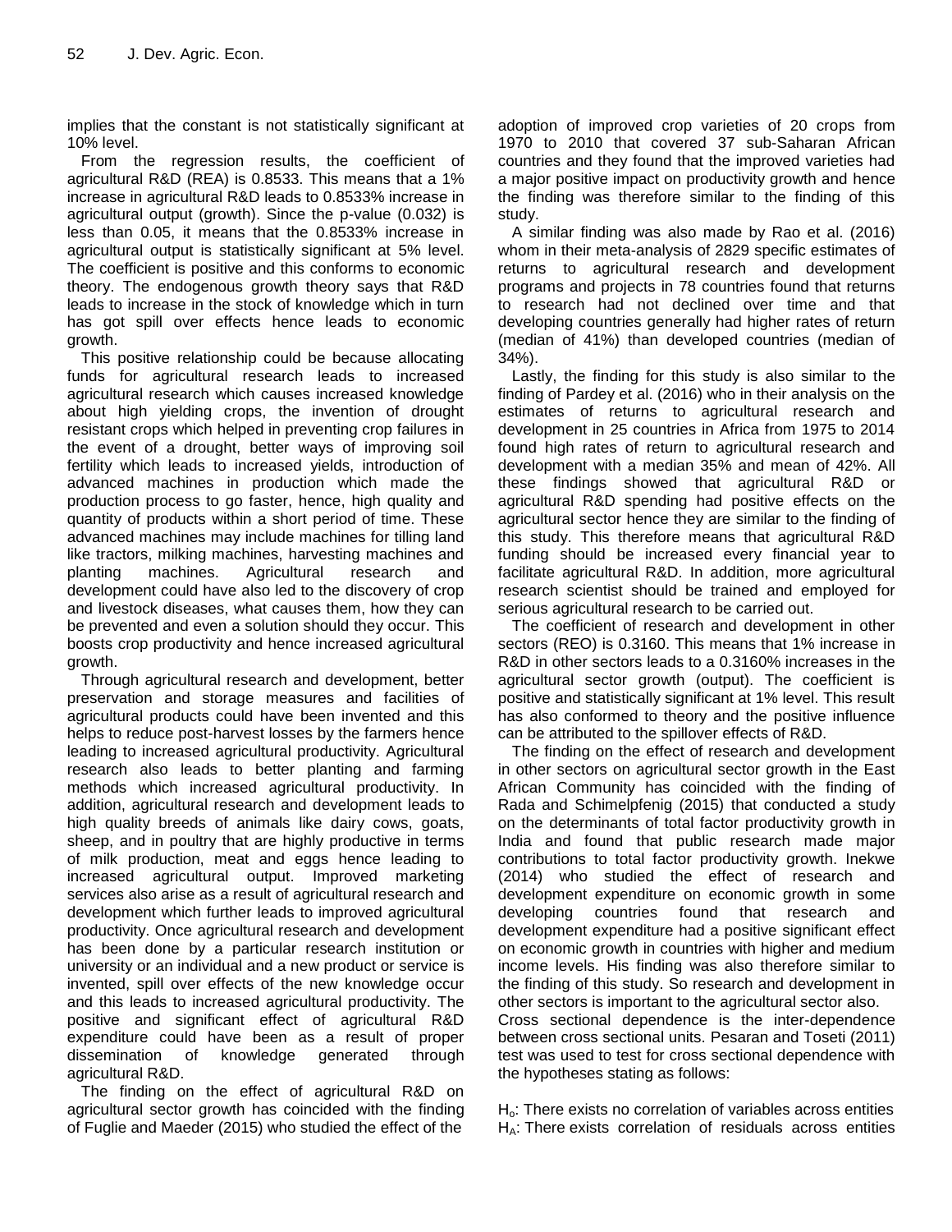implies that the constant is not statistically significant at 10% level.

From the regression results, the coefficient of agricultural R&D (REA) is 0.8533. This means that a 1% increase in agricultural R&D leads to 0.8533% increase in agricultural output (growth). Since the p-value (0.032) is less than 0.05, it means that the 0.8533% increase in agricultural output is statistically significant at 5% level. The coefficient is positive and this conforms to economic theory. The endogenous growth theory says that R&D leads to increase in the stock of knowledge which in turn has got spill over effects hence leads to economic growth.

This positive relationship could be because allocating funds for agricultural research leads to increased agricultural research which causes increased knowledge about high yielding crops, the invention of drought resistant crops which helped in preventing crop failures in the event of a drought, better ways of improving soil fertility which leads to increased yields, introduction of advanced machines in production which made the production process to go faster, hence, high quality and quantity of products within a short period of time. These advanced machines may include machines for tilling land like tractors, milking machines, harvesting machines and planting machines. Agricultural research and development could have also led to the discovery of crop and livestock diseases, what causes them, how they can be prevented and even a solution should they occur. This boosts crop productivity and hence increased agricultural growth.

Through agricultural research and development, better preservation and storage measures and facilities of agricultural products could have been invented and this helps to reduce post-harvest losses by the farmers hence leading to increased agricultural productivity. Agricultural research also leads to better planting and farming methods which increased agricultural productivity. In addition, agricultural research and development leads to high quality breeds of animals like dairy cows, goats, sheep, and in poultry that are highly productive in terms of milk production, meat and eggs hence leading to increased agricultural output. Improved marketing services also arise as a result of agricultural research and development which further leads to improved agricultural productivity. Once agricultural research and development has been done by a particular research institution or university or an individual and a new product or service is invented, spill over effects of the new knowledge occur and this leads to increased agricultural productivity. The positive and significant effect of agricultural R&D expenditure could have been as a result of proper dissemination of knowledge generated through agricultural R&D.

The finding on the effect of agricultural R&D on agricultural sector growth has coincided with the finding of Fuglie and Maeder (2015) who studied the effect of the adoption of improved crop varieties of 20 crops from 1970 to 2010 that covered 37 sub-Saharan African countries and they found that the improved varieties had a major positive impact on productivity growth and hence the finding was therefore similar to the finding of this study.

A similar finding was also made by Rao et al. (2016) whom in their meta-analysis of 2829 specific estimates of returns to agricultural research and development programs and projects in 78 countries found that returns to research had not declined over time and that developing countries generally had higher rates of return (median of 41%) than developed countries (median of 34%).

Lastly, the finding for this study is also similar to the finding of Pardey et al. (2016) who in their analysis on the estimates of returns to agricultural research and development in 25 countries in Africa from 1975 to 2014 found high rates of return to agricultural research and development with a median 35% and mean of 42%. All these findings showed that agricultural R&D or agricultural R&D spending had positive effects on the agricultural sector hence they are similar to the finding of this study. This therefore means that agricultural R&D funding should be increased every financial year to facilitate agricultural R&D. In addition, more agricultural research scientist should be trained and employed for serious agricultural research to be carried out.

The coefficient of research and development in other sectors (REO) is 0.3160. This means that 1% increase in R&D in other sectors leads to a 0.3160% increases in the agricultural sector growth (output). The coefficient is positive and statistically significant at 1% level. This result has also conformed to theory and the positive influence can be attributed to the spillover effects of R&D.

The finding on the effect of research and development in other sectors on agricultural sector growth in the East African Community has coincided with the finding of Rada and Schimelpfenig (2015) that conducted a study on the determinants of total factor productivity growth in India and found that public research made major contributions to total factor productivity growth. Inekwe (2014) who studied the effect of research and development expenditure on economic growth in some developing countries found that research and development expenditure had a positive significant effect on economic growth in countries with higher and medium income levels. His finding was also therefore similar to the finding of this study. So research and development in other sectors is important to the agricultural sector also.

Cross sectional dependence is the inter-dependence between cross sectional units. Pesaran and Toseti (2011) test was used to test for cross sectional dependence with the hypotheses stating as follows:

$H_o$: There exists no correlation of variables across entities
$H_A$: There exists correlation of residuals across entities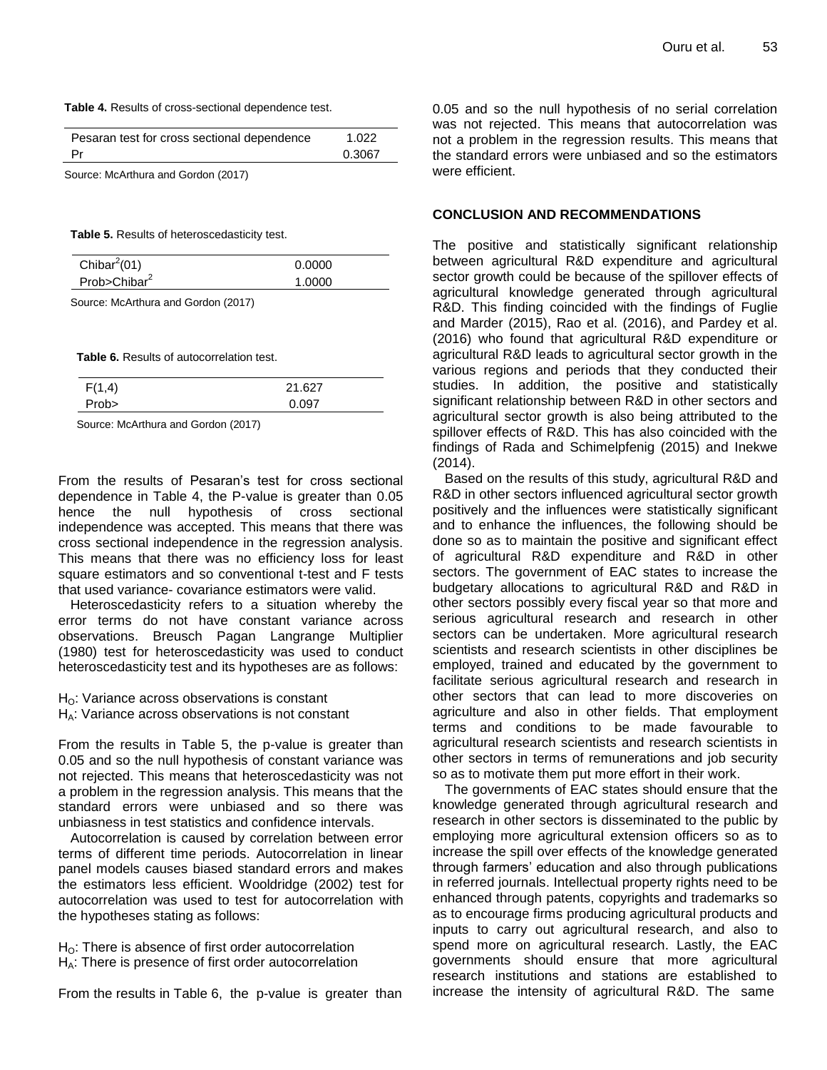**Table 4.** Results of cross-sectional dependence test.

| Pesaran test for cross sectional dependence | 1.022 |
|---|---|
| Pr | 0.3067 |

Source: McArthura and Gordon (2017)

**Table 5.** Results of heteroscedasticity test.

| $Chibar^2(01)$ | 0.0000 |
|---|---|
| $Prob>Chibar^2$ | 1.0000 |

Source: McArthura and Gordon (2017)

**Table 6.** Results of autocorrelation test.

| F(1,4) | 21.627 |
|---|---|
| Prob> | 0.097 |

Source: McArthura and Gordon (2017)

From the results of Pesaran's test for cross sectional dependence in Table 4, the P-value is greater than 0.05 hence the null hypothesis of cross sectional independence was accepted. This means that there was cross sectional independence in the regression analysis. This means that there was no efficiency loss for least square estimators and so conventional t-test and F tests that used variance- covariance estimators were valid.

Heteroscedasticity refers to a situation whereby the error terms do not have constant variance across observations. Breusch Pagan Langrange Multiplier (1980) test for heteroscedasticity was used to conduct heteroscedasticity test and its hypotheses are as follows:

$H_O$: Variance across observations is constant
$H_A$: Variance across observations is not constant

From the results in Table 5, the p-value is greater than 0.05 and so the null hypothesis of constant variance was not rejected. This means that heteroscedasticity was not a problem in the regression analysis. This means that the standard errors were unbiased and so there was unbiasness in test statistics and confidence intervals.

Autocorrelation is caused by correlation between error terms of different time periods. Autocorrelation in linear panel models causes biased standard errors and makes the estimators less efficient. Wooldridge (2002) test for autocorrelation was used to test for autocorrelation with the hypotheses stating as follows:

$H_O$: There is absence of first order autocorrelation
$H_A$: There is presence of first order autocorrelation

From the results in Table 6, the p-value is greater than 0.05 and so the null hypothesis of no serial correlation was not rejected. This means that autocorrelation was not a problem in the regression results. This means that the standard errors were unbiased and so the estimators were efficient.

## CONCLUSION AND RECOMMENDATIONS

The positive and statistically significant relationship between agricultural R&D expenditure and agricultural sector growth could be because of the spillover effects of agricultural knowledge generated through agricultural R&D. This finding coincided with the findings of Fuglie and Marder (2015), Rao et al. (2016), and Pardey et al. (2016) who found that agricultural R&D expenditure or agricultural R&D leads to agricultural sector growth in the various regions and periods that they conducted their studies. In addition, the positive and statistically significant relationship between R&D in other sectors and agricultural sector growth is also being attributed to the spillover effects of R&D. This has also coincided with the findings of Rada and Schimelpfenig (2015) and Inekwe (2014).

Based on the results of this study, agricultural R&D and R&D in other sectors influenced agricultural sector growth positively and the influences were statistically significant and to enhance the influences, the following should be done so as to maintain the positive and significant effect of agricultural R&D expenditure and R&D in other sectors. The government of EAC states to increase the budgetary allocations to agricultural R&D and R&D in other sectors possibly every fiscal year so that more and serious agricultural research and research in other sectors can be undertaken. More agricultural research scientists and research scientists in other disciplines be employed, trained and educated by the government to facilitate serious agricultural research and research in other sectors that can lead to more discoveries on agriculture and also in other fields. That employment terms and conditions to be made favourable to agricultural research scientists and research scientists in other sectors in terms of remunerations and job security so as to motivate them put more effort in their work.

The governments of EAC states should ensure that the knowledge generated through agricultural research and research in other sectors is disseminated to the public by employing more agricultural extension officers so as to increase the spill over effects of the knowledge generated through farmers' education and also through publications in referred journals. Intellectual property rights need to be enhanced through patents, copyrights and trademarks so as to encourage firms producing agricultural products and inputs to carry out agricultural research, and also to spend more on agricultural research. Lastly, the EAC governments should ensure that more agricultural research institutions and stations are established to increase the intensity of agricultural R&D. The same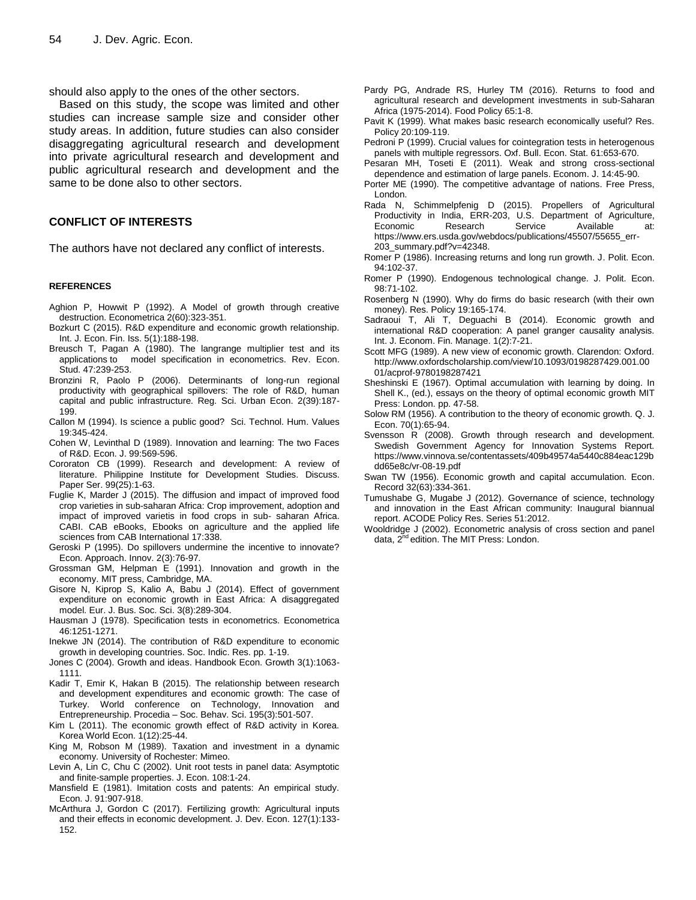should also apply to the ones of the other sectors.

Based on this study, the scope was limited and other studies can increase sample size and consider other study areas. In addition, future studies can also consider disaggregating agricultural research and development into private agricultural research and development and public agricultural research and development and the same to be done also to other sectors.

## CONFLICT OF INTERESTS

The authors have not declared any conflict of interests.

### REFERENCES

Aghion P, Howwit P (1992). A Model of growth through creative destruction. Econometrica 2(60):323-351.

Bozkurt C (2015). R&D expenditure and economic growth relationship. Int. J. Econ. Fin. Iss. 5(1):188-198.

Breusch T, Pagan A (1980). The langrange multiplier test and its applications to model specification in econometrics. Rev. Econ. Stud. 47:239-253.

Bronzini R, Paolo P (2006). Determinants of long-run regional productivity with geographical spillovers: The role of R&D, human capital and public infrastructure. Reg. Sci. Urban Econ. 2(39):187-199.

Callon M (1994). Is science a public good? Sci. Technol. Hum. Values 19:345-424.

Cohen W, Levinthal D (1989). Innovation and learning: The two Faces of R&D. Econ. J. 99:569-596.

Cororaton CB (1999). Research and development: A review of literature. Philippine Institute for Development Studies. Discuss. Paper Ser. 99(25):1-63.

Fuglie K, Marder J (2015). The diffusion and impact of improved food crop varieties in sub-saharan Africa: Crop improvement, adoption and impact of improved varietis in food crops in sub- saharan Africa. CABI. CAB eBooks, Ebooks on agriculture and the applied life sciences from CAB International 17:338.

Geroski P (1995). Do spillovers undermine the incentive to innovate? Econ. Approach. Innov. 2(3):76-97.

Grossman GM, Helpman E (1991). Innovation and growth in the economy. MIT press, Cambridge, MA.

Gisore N, Kiprop S, Kalio A, Babu J (2014). Effect of government expenditure on economic growth in East Africa: A disaggregated model. Eur. J. Bus. Soc. Sci. 3(8):289-304.

Hausman J (1978). Specification tests in econometrics. Econometrica 46:1251-1271.

Inekwe JN (2014). The contribution of R&D expenditure to economic growth in developing countries. Soc. Indic. Res. pp. 1-19.

Jones C (2004). Growth and ideas. Handbook Econ. Growth 3(1):1063-1111.

Kadir T, Emir K, Hakan B (2015). The relationship between research and development expenditures and economic growth: The case of Turkey. World conference on Technology, Innovation and Entrepreneurship. Procedia – Soc. Behav. Sci. 195(3):501-507.

Kim L (2011). The economic growth effect of R&D activity in Korea. Korea World Econ. 1(12):25-44.

King M, Robson M (1989). Taxation and investment in a dynamic economy. University of Rochester: Mimeo.

Levin A, Lin C, Chu C (2002). Unit root tests in panel data: Asymptotic and finite-sample properties. J. Econ. 108:1-24.

Mansfield E (1981). Imitation costs and patents: An empirical study. Econ. J. 91:907-918.

McArthura J, Gordon C (2017). Fertilizing growth: Agricultural inputs and their effects in economic development. J. Dev. Econ. 127(1):133-152.

Pardy PG, Andrade RS, Hurley TM (2016). Returns to food and agricultural research and development investments in sub-Saharan Africa (1975-2014). Food Policy 65:1-8.

Pavit K (1999). What makes basic research economically useful? Res. Policy 20:109-119.

Pedroni P (1999). Crucial values for cointegration tests in heterogenous panels with multiple regressors. Oxf. Bull. Econ. Stat. 61:653-670.

Pesaran MH, Toseti E (2011). Weak and strong cross-sectional dependence and estimation of large panels. Econom. J. 14:45-90.

Porter ME (1990). The competitive advantage of nations. Free Press, London.

Rada N, Schimmelpfenig D (2015). Propellers of Agricultural Productivity in India, ERR-203, U.S. Department of Agriculture, Economic Research Service Available at: https://www.ers.usda.gov/webdocs/publications/45507/55655_err-203_summary.pdf?v=42348.

Romer P (1986). Increasing returns and long run growth. J. Polit. Econ. 94:102-37.

Romer P (1990). Endogenous technological change. J. Polit. Econ. 98:71-102.

Rosenberg N (1990). Why do firms do basic research (with their own money). Res. Policy 19:165-174.

Sadraoui T, Ali T, Deguachi B (2014). Economic growth and international R&D cooperation: A panel granger causality analysis. Int. J. Econom. Fin. Manage. 1(2):7-21.

Scott MFG (1989). A new view of economic growth. Clarendon: Oxford. http://www.oxfordscholarship.com/view/10.1093/0198287429.001.0001/acprof-9780198287421

Sheshinski E (1967). Optimal accumulation with learning by doing. In Shell K., (ed.), essays on the theory of optimal economic growth MIT Press: London. pp. 47-58.

Solow RM (1956). A contribution to the theory of economic growth. Q. J. Econ. 70(1):65-94.

Svensson R (2008). Growth through research and development. Swedish Government Agency for Innovation Systems Report. https://www.vinnova.se/contentassets/409b49574a5440c884eac129bdd65e8c/vr-08-19.pdf

Swan TW (1956). Economic growth and capital accumulation. Econ. Record 32(63):334-361.

Tumushabe G, Mugabe J (2012). Governance of science, technology and innovation in the East African community: Inaugural biannual report. ACODE Policy Res. Series 51:2012.

Wooldridge J (2002). Econometric analysis of cross section and panel data, 2nd edition. The MIT Press: London.